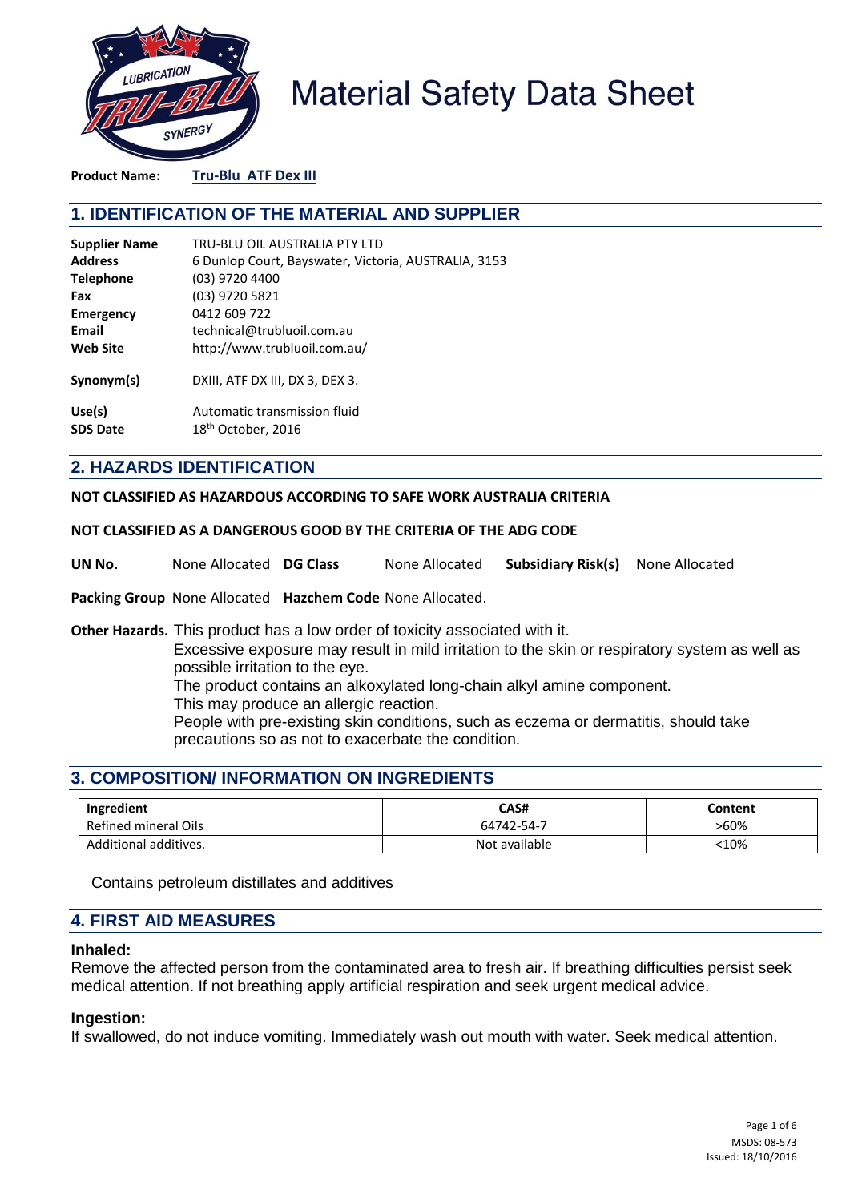# Material Safety Data Sheet

**Product Name:** **Tru-Blu ATF Dex III**

## 1. IDENTIFICATION OF THE MATERIAL AND SUPPLIER

| | |
|---|---|
| **Supplier Name** | TRU-BLU OIL AUSTRALIA PTY LTD |
| **Address** | 6 Dunlop Court, Bayswater, Victoria, AUSTRALIA, 3153 |
| **Telephone** | (03) 9720 4400 |
| **Fax** | (03) 9720 5821 |
| **Emergency** | 0412 609 722 |
| **Email** | technical@trubluoil.com.au |
| **Web Site** | http://www.trubluoil.com.au/ |
| **Synonym(s)** | DXIII, ATF DX III, DX 3, DEX 3. |
| **Use(s)** | Automatic transmission fluid |
| **SDS Date** | 18th October, 2016 |

## 2. HAZARDS IDENTIFICATION

**NOT CLASSIFIED AS HAZARDOUS ACCORDING TO SAFE WORK AUSTRALIA CRITERIA**

**NOT CLASSIFIED AS A DANGEROUS GOOD BY THE CRITERIA OF THE ADG CODE**

**UN No.** None Allocated **DG Class** None Allocated **Subsidiary Risk(s)** None Allocated

**Packing Group** None Allocated **Hazchem Code** None Allocated.

**Other Hazards.** This product has a low order of toxicity associated with it.
Excessive exposure may result in mild irritation to the skin or respiratory system as well as possible irritation to the eye.
The product contains an alkoxylated long-chain alkyl amine component.
This may produce an allergic reaction.
People with pre-existing skin conditions, such as eczema or dermatitis, should take precautions so as not to exacerbate the condition.

## 3. COMPOSITION/ INFORMATION ON INGREDIENTS

| Ingredient | CAS# | Content |
|---|---|---|
| Refined mineral Oils | 64742-54-7 | >60% |
| Additional additives. | Not available | <10% |

Contains petroleum distillates and additives

## 4. FIRST AID MEASURES

### Inhaled:

Remove the affected person from the contaminated area to fresh air. If breathing difficulties persist seek medical attention. If not breathing apply artificial respiration and seek urgent medical advice.

### Ingestion:

If swallowed, do not induce vomiting. Immediately wash out mouth with water. Seek medical attention.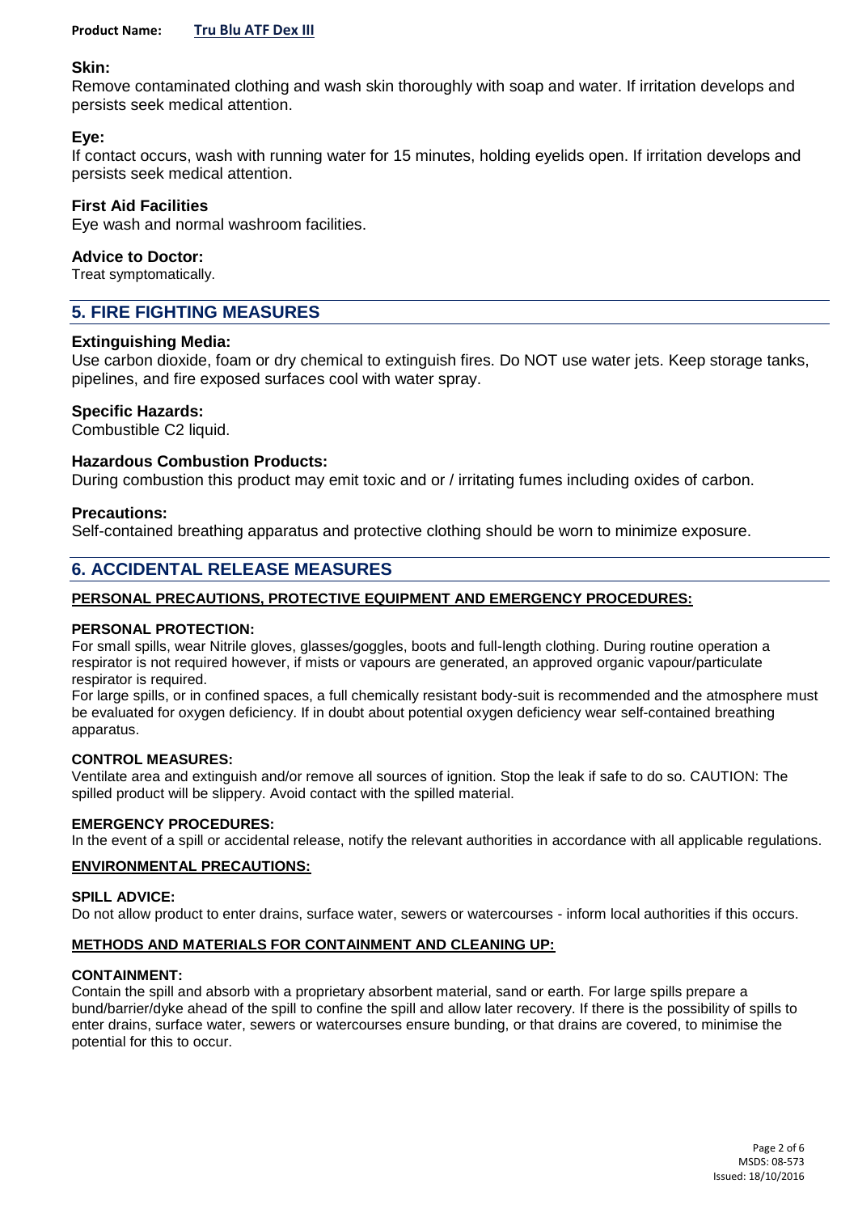**Skin:**
Remove contaminated clothing and wash skin thoroughly with soap and water. If irritation develops and persists seek medical attention.

**Eye:**
If contact occurs, wash with running water for 15 minutes, holding eyelids open. If irritation develops and persists seek medical attention.

**First Aid Facilities**
Eye wash and normal washroom facilities.

**Advice to Doctor:**
Treat symptomatically.

## 5. FIRE FIGHTING MEASURES

**Extinguishing Media:**
Use carbon dioxide, foam or dry chemical to extinguish fires. Do NOT use water jets. Keep storage tanks, pipelines, and fire exposed surfaces cool with water spray.

**Specific Hazards:**
Combustible C2 liquid.

**Hazardous Combustion Products:**
During combustion this product may emit toxic and or / irritating fumes including oxides of carbon.

**Precautions:**
Self-contained breathing apparatus and protective clothing should be worn to minimize exposure.

## 6. ACCIDENTAL RELEASE MEASURES

**PERSONAL PRECAUTIONS, PROTECTIVE EQUIPMENT AND EMERGENCY PROCEDURES:**

**PERSONAL PROTECTION:**
For small spills, wear Nitrile gloves, glasses/goggles, boots and full-length clothing. During routine operation a respirator is not required however, if mists or vapours are generated, an approved organic vapour/particulate respirator is required.
For large spills, or in confined spaces, a full chemically resistant body-suit is recommended and the atmosphere must be evaluated for oxygen deficiency. If in doubt about potential oxygen deficiency wear self-contained breathing apparatus.

**CONTROL MEASURES:**
Ventilate area and extinguish and/or remove all sources of ignition. Stop the leak if safe to do so. CAUTION: The spilled product will be slippery. Avoid contact with the spilled material.

**EMERGENCY PROCEDURES:**
In the event of a spill or accidental release, notify the relevant authorities in accordance with all applicable regulations.

**ENVIRONMENTAL PRECAUTIONS:**

**SPILL ADVICE:**
Do not allow product to enter drains, surface water, sewers or watercourses - inform local authorities if this occurs.

**METHODS AND MATERIALS FOR CONTAINMENT AND CLEANING UP:**

**CONTAINMENT:**
Contain the spill and absorb with a proprietary absorbent material, sand or earth. For large spills prepare a bund/barrier/dyke ahead of the spill to confine the spill and allow later recovery. If there is the possibility of spills to enter drains, surface water, sewers or watercourses ensure bunding, or that drains are covered, to minimise the potential for this to occur.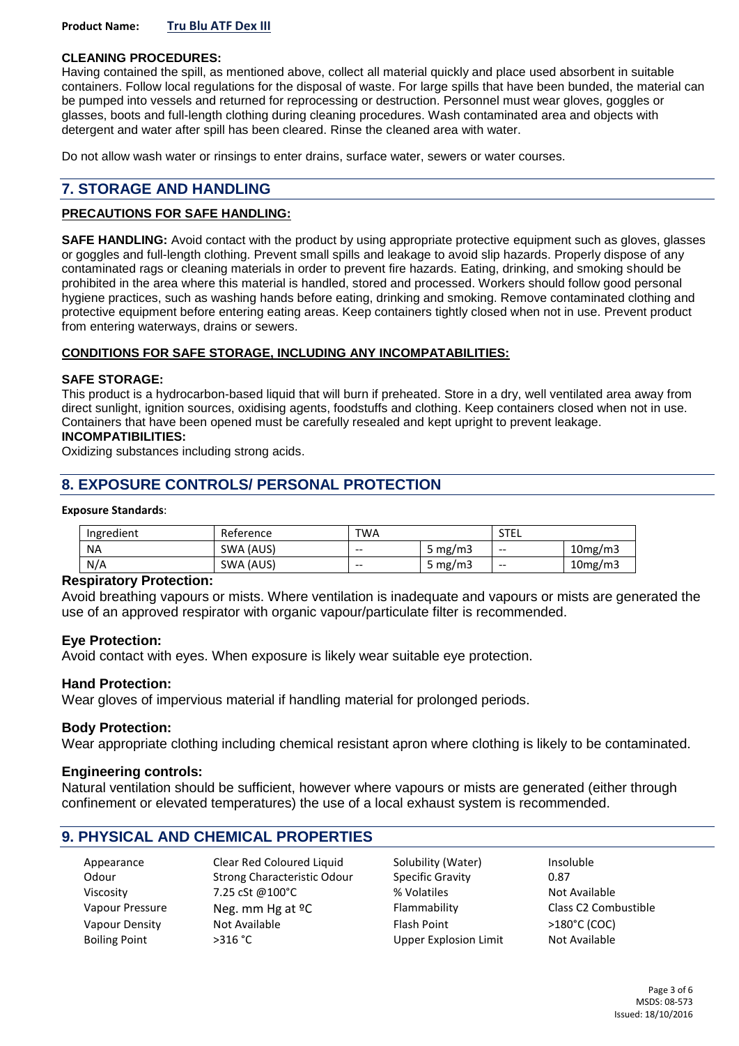**CLEANING PROCEDURES:**

Having contained the spill, as mentioned above, collect all material quickly and place used absorbent in suitable containers. Follow local regulations for the disposal of waste. For large spills that have been bunded, the material can be pumped into vessels and returned for reprocessing or destruction. Personnel must wear gloves, goggles or glasses, boots and full-length clothing during cleaning procedures. Wash contaminated area and objects with detergent and water after spill has been cleared. Rinse the cleaned area with water.

Do not allow wash water or rinsings to enter drains, surface water, sewers or water courses.

## 7. STORAGE AND HANDLING

### PRECAUTIONS FOR SAFE HANDLING:

**SAFE HANDLING:** Avoid contact with the product by using appropriate protective equipment such as gloves, glasses or goggles and full-length clothing. Prevent small spills and leakage to avoid slip hazards. Properly dispose of any contaminated rags or cleaning materials in order to prevent fire hazards. Eating, drinking, and smoking should be prohibited in the area where this material is handled, stored and processed. Workers should follow good personal hygiene practices, such as washing hands before eating, drinking and smoking. Remove contaminated clothing and protective equipment before entering eating areas. Keep containers tightly closed when not in use. Prevent product from entering waterways, drains or sewers.

### CONDITIONS FOR SAFE STORAGE, INCLUDING ANY INCOMPATABILITIES:

**SAFE STORAGE:**

This product is a hydrocarbon-based liquid that will burn if preheated. Store in a dry, well ventilated area away from direct sunlight, ignition sources, oxidising agents, foodstuffs and clothing. Keep containers closed when not in use. Containers that have been opened must be carefully resealed and kept upright to prevent leakage.

**INCOMPATIBILITIES:**

Oxidizing substances including strong acids.

## 8. EXPOSURE CONTROLS/ PERSONAL PROTECTION

**Exposure Standards**:

| Ingredient | Reference | TWA | | STEL | |
|---|---|---|---|---|---|
| NA | SWA (AUS) | -- | 5 mg/m3 | -- | 10mg/m3 |
| N/A | SWA (AUS) | -- | 5 mg/m3 | -- | 10mg/m3 |

### Respiratory Protection:

Avoid breathing vapours or mists. Where ventilation is inadequate and vapours or mists are generated the use of an approved respirator with organic vapour/particulate filter is recommended.

### Eye Protection:

Avoid contact with eyes. When exposure is likely wear suitable eye protection.

### Hand Protection:

Wear gloves of impervious material if handling material for prolonged periods.

### Body Protection:

Wear appropriate clothing including chemical resistant apron where clothing is likely to be contaminated.

### Engineering controls:

Natural ventilation should be sufficient, however where vapours or mists are generated (either through confinement or elevated temperatures) the use of a local exhaust system is recommended.

## 9. PHYSICAL AND CHEMICAL PROPERTIES

| | | | |
|---|---|---|---|
| Appearance | Clear Red Coloured Liquid | Solubility (Water) | Insoluble |
| Odour | Strong Characteristic Odour | Specific Gravity | 0.87 |
| Viscosity | 7.25 cSt @100°C | % Volatiles | Not Available |
| Vapour Pressure | Neg. mm Hg at ºC | Flammability | Class C2 Combustible |
| Vapour Density | Not Available | Flash Point | >180°C (COC) |
| Boiling Point | >316 °C | Upper Explosion Limit | Not Available |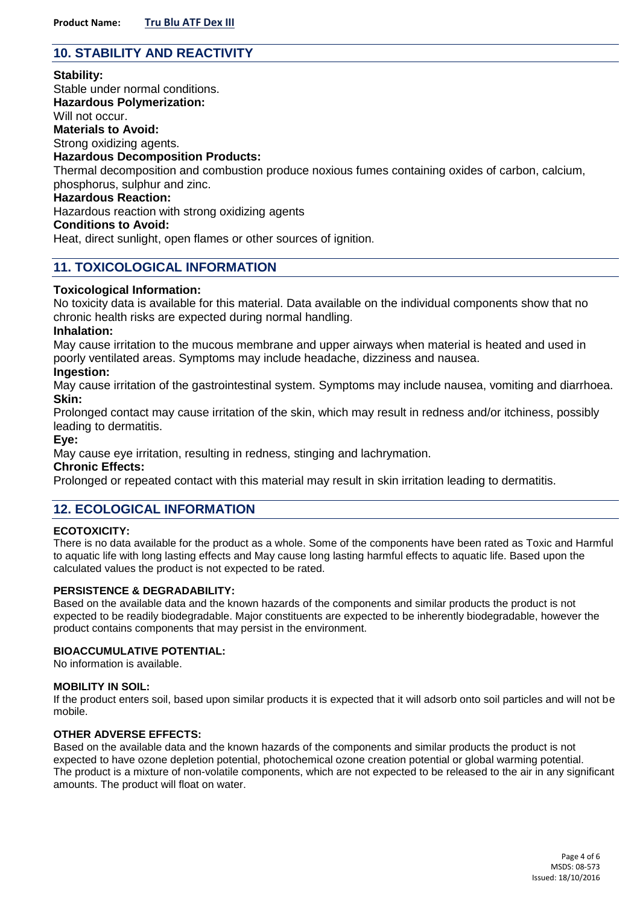## 10. STABILITY AND REACTIVITY

**Stability:**
Stable under normal conditions.

**Hazardous Polymerization:**
Will not occur.

**Materials to Avoid:**
Strong oxidizing agents.

**Hazardous Decomposition Products:**
Thermal decomposition and combustion produce noxious fumes containing oxides of carbon, calcium, phosphorus, sulphur and zinc.

**Hazardous Reaction:**
Hazardous reaction with strong oxidizing agents

**Conditions to Avoid:**
Heat, direct sunlight, open flames or other sources of ignition.

## 11. TOXICOLOGICAL INFORMATION

**Toxicological Information:**
No toxicity data is available for this material. Data available on the individual components show that no chronic health risks are expected during normal handling.

**Inhalation:**
May cause irritation to the mucous membrane and upper airways when material is heated and used in poorly ventilated areas. Symptoms may include headache, dizziness and nausea.

**Ingestion:**
May cause irritation of the gastrointestinal system. Symptoms may include nausea, vomiting and diarrhoea.

**Skin:**
Prolonged contact may cause irritation of the skin, which may result in redness and/or itchiness, possibly leading to dermatitis.

**Eye:**
May cause eye irritation, resulting in redness, stinging and lachrymation.

**Chronic Effects:**
Prolonged or repeated contact with this material may result in skin irritation leading to dermatitis.

## 12. ECOLOGICAL INFORMATION

**ECOTOXICITY:**
There is no data available for the product as a whole. Some of the components have been rated as Toxic and Harmful to aquatic life with long lasting effects and May cause long lasting harmful effects to aquatic life. Based upon the calculated values the product is not expected to be rated.

**PERSISTENCE & DEGRADABILITY:**
Based on the available data and the known hazards of the components and similar products the product is not expected to be readily biodegradable. Major constituents are expected to be inherently biodegradable, however the product contains components that may persist in the environment.

**BIOACCUMULATIVE POTENTIAL:**
No information is available.

**MOBILITY IN SOIL:**
If the product enters soil, based upon similar products it is expected that it will adsorb onto soil particles and will not be mobile.

**OTHER ADVERSE EFFECTS:**
Based on the available data and the known hazards of the components and similar products the product is not expected to have ozone depletion potential, photochemical ozone creation potential or global warming potential. The product is a mixture of non-volatile components, which are not expected to be released to the air in any significant amounts. The product will float on water.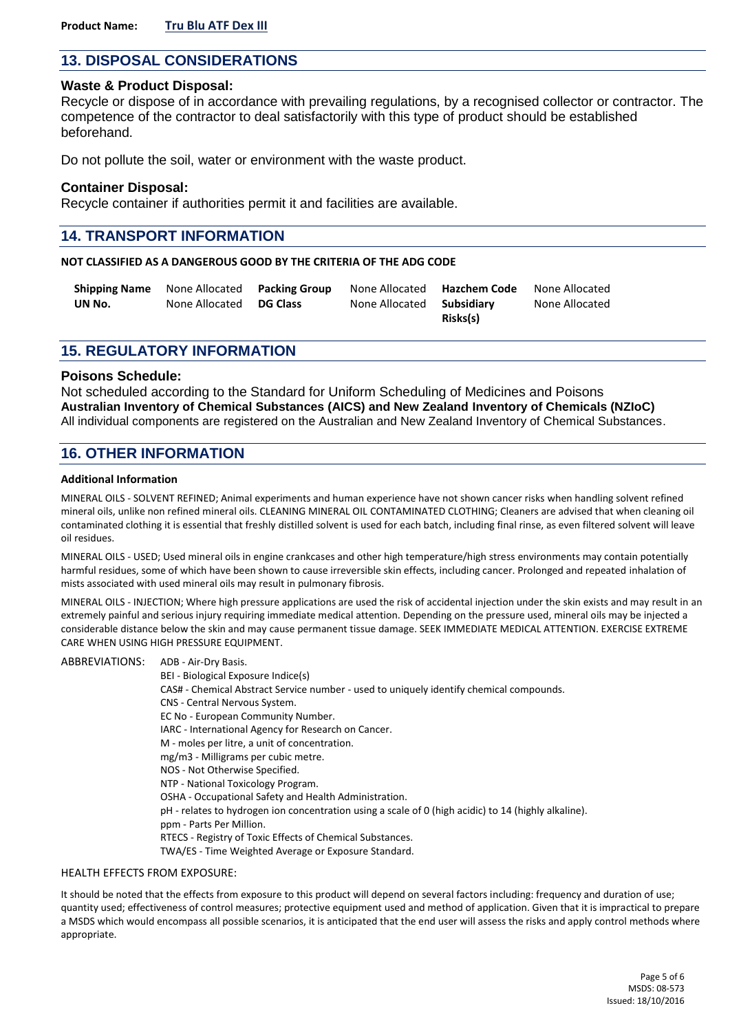**Product Name:** **Tru Blu ATF Dex III**

## 13. DISPOSAL CONSIDERATIONS

### Waste & Product Disposal:

Recycle or dispose of in accordance with prevailing regulations, by a recognised collector or contractor. The competence of the contractor to deal satisfactorily with this type of product should be established beforehand.

Do not pollute the soil, water or environment with the waste product.

### Container Disposal:

Recycle container if authorities permit it and facilities are available.

## 14. TRANSPORT INFORMATION

**NOT CLASSIFIED AS A DANGEROUS GOOD BY THE CRITERIA OF THE ADG CODE**

| | | | | | |
|---|---|---|---|---|---|
| **Shipping Name** | None Allocated | **Packing Group** | None Allocated | **Hazchem Code** | None Allocated |
| **UN No.** | None Allocated | **DG Class** | None Allocated | **Subsidiary Risks(s)** | None Allocated |

## 15. REGULATORY INFORMATION

### Poisons Schedule:

Not scheduled according to the Standard for Uniform Scheduling of Medicines and Poisons

**Australian Inventory of Chemical Substances (AICS) and New Zealand Inventory of Chemicals (NZIoC)**

All individual components are registered on the Australian and New Zealand Inventory of Chemical Substances.

## 16. OTHER INFORMATION

**Additional Information**

MINERAL OILS - SOLVENT REFINED; Animal experiments and human experience have not shown cancer risks when handling solvent refined mineral oils, unlike non refined mineral oils. CLEANING MINERAL OIL CONTAMINATED CLOTHING; Cleaners are advised that when cleaning oil contaminated clothing it is essential that freshly distilled solvent is used for each batch, including final rinse, as even filtered solvent will leave oil residues.

MINERAL OILS - USED; Used mineral oils in engine crankcases and other high temperature/high stress environments may contain potentially harmful residues, some of which have been shown to cause irreversible skin effects, including cancer. Prolonged and repeated inhalation of mists associated with used mineral oils may result in pulmonary fibrosis.

MINERAL OILS - INJECTION; Where high pressure applications are used the risk of accidental injection under the skin exists and may result in an extremely painful and serious injury requiring immediate medical attention. Depending on the pressure used, mineral oils may be injected a considerable distance below the skin and may cause permanent tissue damage. SEEK IMMEDIATE MEDICAL ATTENTION. EXERCISE EXTREME CARE WHEN USING HIGH PRESSURE EQUIPMENT.

ABBREVIATIONS:

- ADB - Air-Dry Basis.
- BEI - Biological Exposure Indice(s)
- CAS# - Chemical Abstract Service number - used to uniquely identify chemical compounds.
- CNS - Central Nervous System.
- EC No - European Community Number.
- IARC - International Agency for Research on Cancer.
- M - moles per litre, a unit of concentration.
- mg/m3 - Milligrams per cubic metre.
- NOS - Not Otherwise Specified.
- NTP - National Toxicology Program.
- OSHA - Occupational Safety and Health Administration.
- pH - relates to hydrogen ion concentration using a scale of 0 (high acidic) to 14 (highly alkaline).
- ppm - Parts Per Million.
- RTECS - Registry of Toxic Effects of Chemical Substances.
- TWA/ES - Time Weighted Average or Exposure Standard.

HEALTH EFFECTS FROM EXPOSURE:

It should be noted that the effects from exposure to this product will depend on several factors including: frequency and duration of use; quantity used; effectiveness of control measures; protective equipment used and method of application. Given that it is impractical to prepare a MSDS which would encompass all possible scenarios, it is anticipated that the end user will assess the risks and apply control methods where appropriate.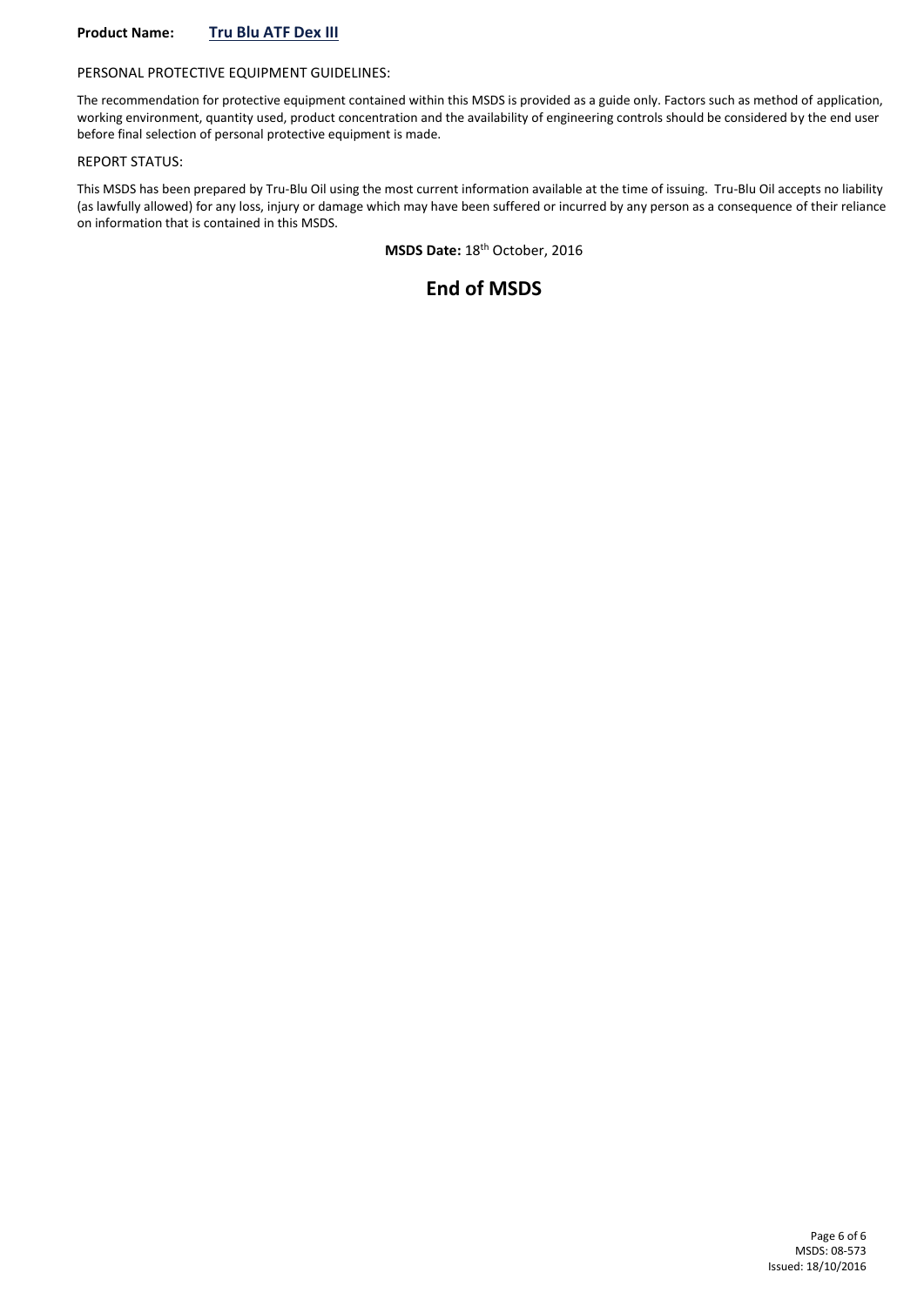PERSONAL PROTECTIVE EQUIPMENT GUIDELINES:

The recommendation for protective equipment contained within this MSDS is provided as a guide only. Factors such as method of application, working environment, quantity used, product concentration and the availability of engineering controls should be considered by the end user before final selection of personal protective equipment is made.

REPORT STATUS:

This MSDS has been prepared by Tru-Blu Oil using the most current information available at the time of issuing. Tru-Blu Oil accepts no liability (as lawfully allowed) for any loss, injury or damage which may have been suffered or incurred by any person as a consequence of their reliance on information that is contained in this MSDS.

**MSDS Date:** 18th October, 2016

## End of MSDS